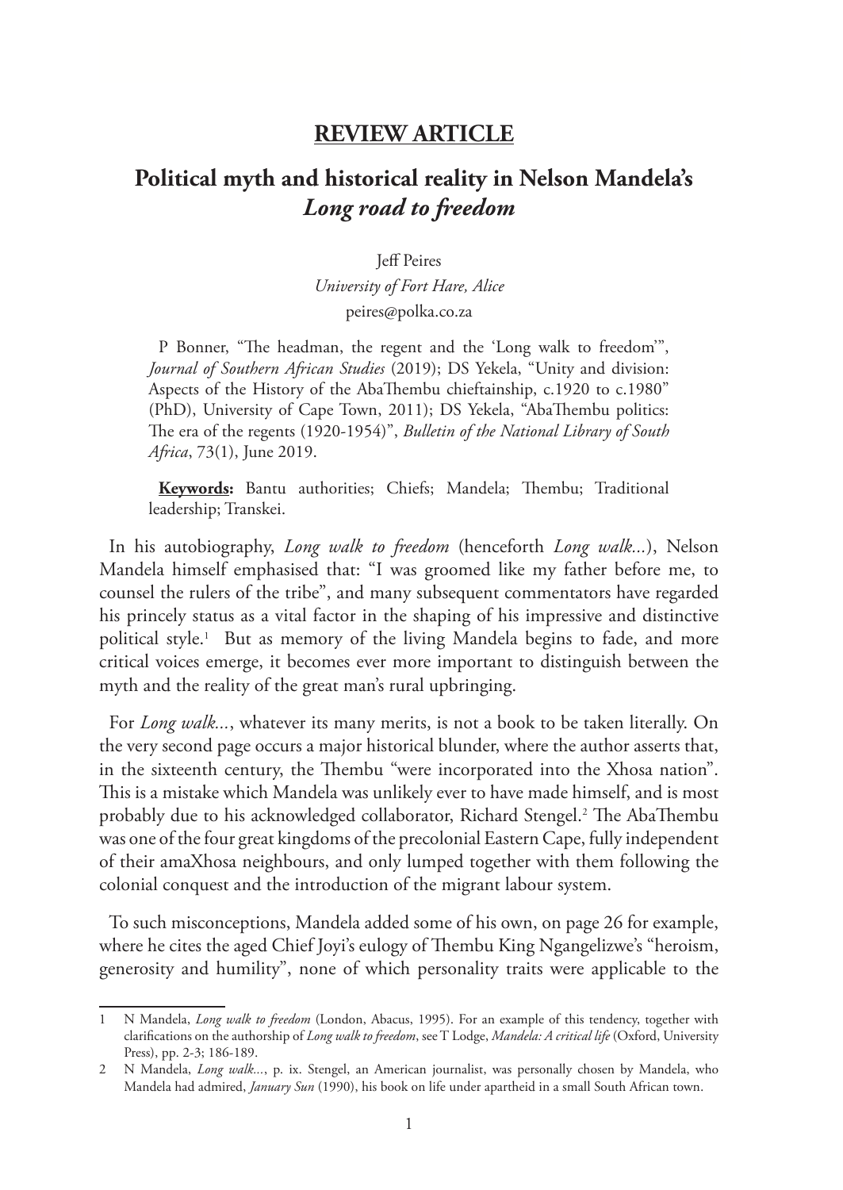## REVIEW ARTICLE

# Political myth and historical reality in Nelson Mandela's *Long road to freedom*

Jeff Peires
*University of Fort Hare, Alice*
peires@polka.co.za

P Bonner, "The headman, the regent and the 'Long walk to freedom'", *Journal of Southern African Studies* (2019); DS Yekela, "Unity and division: Aspects of the History of the AbaThembu chieftainship, c.1920 to c.1980" (PhD), University of Cape Town, 2011); DS Yekela, "AbaThembu politics: The era of the regents (1920-1954)", *Bulletin of the National Library of South Africa*, 73(1), June 2019.

**Keywords:** Bantu authorities; Chiefs; Mandela; Thembu; Traditional leadership; Transkei.

In his autobiography, *Long walk to freedom* (henceforth *Long walk...*), Nelson Mandela himself emphasised that: "I was groomed like my father before me, to counsel the rulers of the tribe", and many subsequent commentators have regarded his princely status as a vital factor in the shaping of his impressive and distinctive political style.[1] But as memory of the living Mandela begins to fade, and more critical voices emerge, it becomes ever more important to distinguish between the myth and the reality of the great man's rural upbringing.

For *Long walk...*, whatever its many merits, is not a book to be taken literally. On the very second page occurs a major historical blunder, where the author asserts that, in the sixteenth century, the Thembu "were incorporated into the Xhosa nation". This is a mistake which Mandela was unlikely ever to have made himself, and is most probably due to his acknowledged collaborator, Richard Stengel.[2] The AbaThembu was one of the four great kingdoms of the precolonial Eastern Cape, fully independent of their amaXhosa neighbours, and only lumped together with them following the colonial conquest and the introduction of the migrant labour system.

To such misconceptions, Mandela added some of his own, on page 26 for example, where he cites the aged Chief Joyi's eulogy of Thembu King Ngangelizwe's "heroism, generosity and humility", none of which personality traits were applicable to the

---

1 N Mandela, *Long walk to freedom* (London, Abacus, 1995). For an example of this tendency, together with clarifications on the authorship of *Long walk to freedom*, see T Lodge, *Mandela: A critical life* (Oxford, University Press), pp. 2-3; 186-189.

2 N Mandela, *Long walk...*, p. ix. Stengel, an American journalist, was personally chosen by Mandela, who Mandela had admired, *January Sun* (1990), his book on life under apartheid in a small South African town.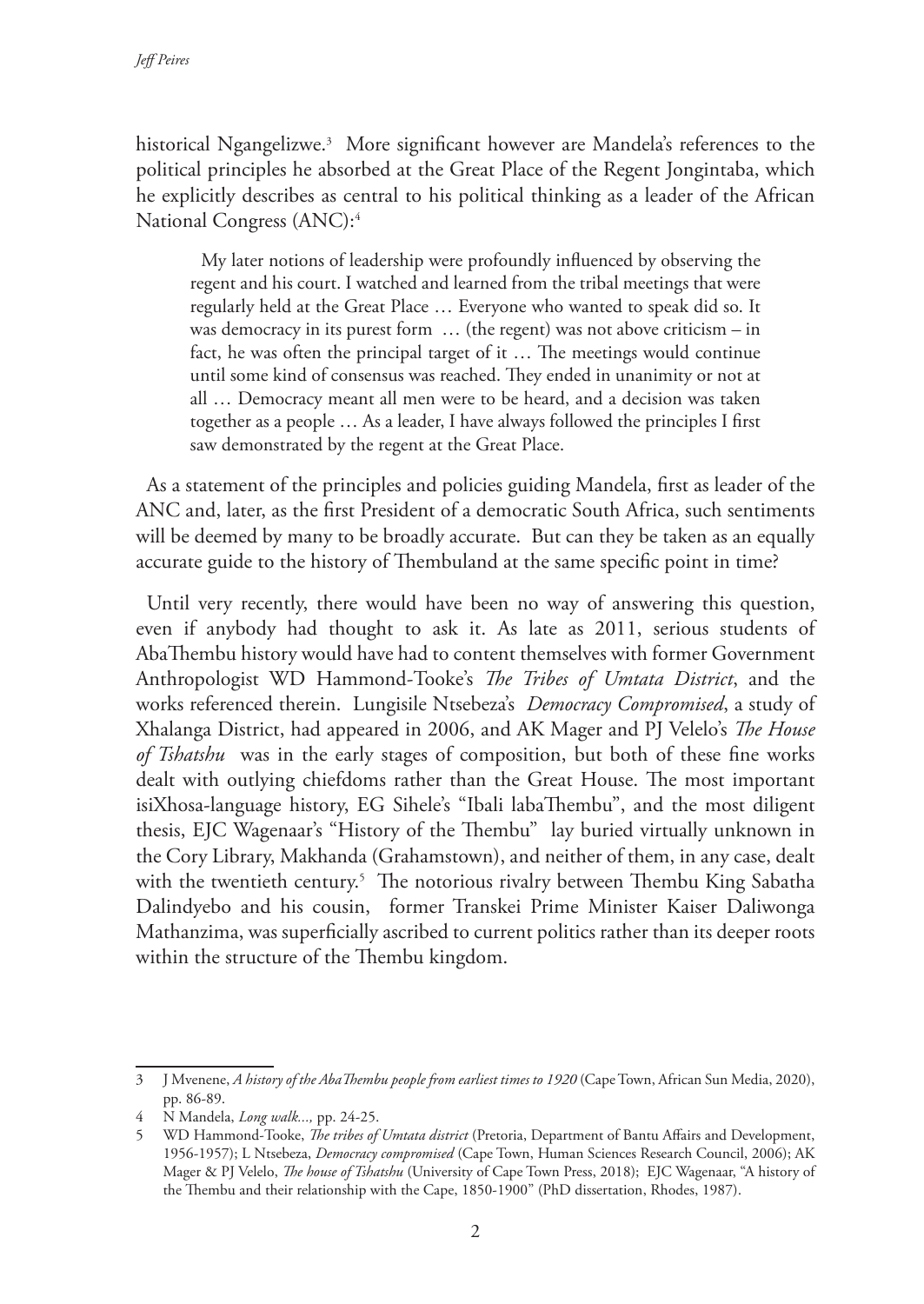historical Ngangelizwe.[3] More significant however are Mandela's references to the political principles he absorbed at the Great Place of the Regent Jongintaba, which he explicitly describes as central to his political thinking as a leader of the African National Congress (ANC):[4]

> My later notions of leadership were profoundly influenced by observing the regent and his court. I watched and learned from the tribal meetings that were regularly held at the Great Place … Everyone who wanted to speak did so. It was democracy in its purest form … (the regent) was not above criticism – in fact, he was often the principal target of it … The meetings would continue until some kind of consensus was reached. They ended in unanimity or not at all … Democracy meant all men were to be heard, and a decision was taken together as a people … As a leader, I have always followed the principles I first saw demonstrated by the regent at the Great Place.

As a statement of the principles and policies guiding Mandela, first as leader of the ANC and, later, as the first President of a democratic South Africa, such sentiments will be deemed by many to be broadly accurate. But can they be taken as an equally accurate guide to the history of Thembuland at the same specific point in time?

Until very recently, there would have been no way of answering this question, even if anybody had thought to ask it. As late as 2011, serious students of AbaThembu history would have had to content themselves with former Government Anthropologist WD Hammond-Tooke's *The Tribes of Umtata District*, and the works referenced therein. Lungisile Ntsebeza's *Democracy Compromised*, a study of Xhalanga District, had appeared in 2006, and AK Mager and PJ Velelo's *The House of Tshatshu* was in the early stages of composition, but both of these fine works dealt with outlying chiefdoms rather than the Great House. The most important isiXhosa-language history, EG Sihele's "Ibali labaThembu", and the most diligent thesis, EJC Wagenaar's "History of the Thembu" lay buried virtually unknown in the Cory Library, Makhanda (Grahamstown), and neither of them, in any case, dealt with the twentieth century.[5] The notorious rivalry between Thembu King Sabatha Dalindyebo and his cousin, former Transkei Prime Minister Kaiser Daliwonga Mathanzima, was superficially ascribed to current politics rather than its deeper roots within the structure of the Thembu kingdom.

---

3 J Mvenene, *A history of the AbaThembu people from earliest times to 1920* (Cape Town, African Sun Media, 2020), pp. 86-89.

4 N Mandela, *Long walk...,* pp. 24-25.

5 WD Hammond-Tooke, *The tribes of Umtata district* (Pretoria, Department of Bantu Affairs and Development, 1956-1957); L Ntsebeza, *Democracy compromised* (Cape Town, Human Sciences Research Council, 2006); AK Mager & PJ Velelo, *The house of Tshatshu* (University of Cape Town Press, 2018); EJC Wagenaar, "A history of the Thembu and their relationship with the Cape, 1850-1900" (PhD dissertation, Rhodes, 1987).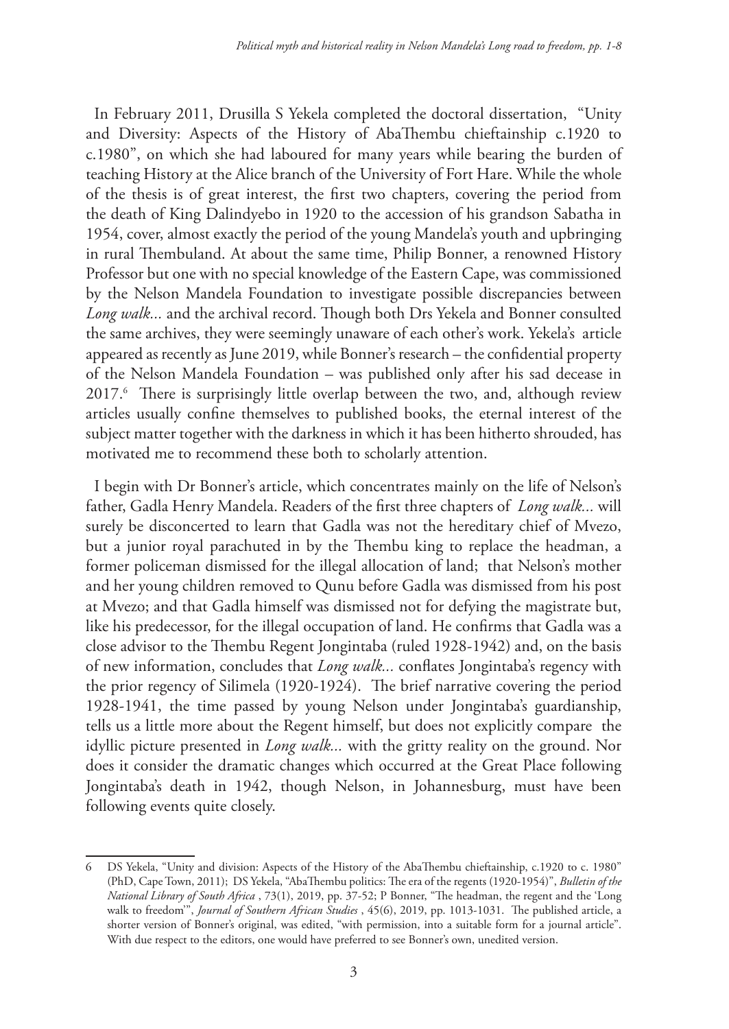In February 2011, Drusilla S Yekela completed the doctoral dissertation, "Unity and Diversity: Aspects of the History of AbaThembu chieftainship c.1920 to c.1980", on which she had laboured for many years while bearing the burden of teaching History at the Alice branch of the University of Fort Hare. While the whole of the thesis is of great interest, the first two chapters, covering the period from the death of King Dalindyebo in 1920 to the accession of his grandson Sabatha in 1954, cover, almost exactly the period of the young Mandela's youth and upbringing in rural Thembuland. At about the same time, Philip Bonner, a renowned History Professor but one with no special knowledge of the Eastern Cape, was commissioned by the Nelson Mandela Foundation to investigate possible discrepancies between *Long walk...* and the archival record. Though both Drs Yekela and Bonner consulted the same archives, they were seemingly unaware of each other's work. Yekela's article appeared as recently as June 2019, while Bonner's research – the confidential property of the Nelson Mandela Foundation – was published only after his sad decease in 2017.[6] There is surprisingly little overlap between the two, and, although review articles usually confine themselves to published books, the eternal interest of the subject matter together with the darkness in which it has been hitherto shrouded, has motivated me to recommend these both to scholarly attention.

I begin with Dr Bonner's article, which concentrates mainly on the life of Nelson's father, Gadla Henry Mandela. Readers of the first three chapters of *Long walk...* will surely be disconcerted to learn that Gadla was not the hereditary chief of Mvezo, but a junior royal parachuted in by the Thembu king to replace the headman, a former policeman dismissed for the illegal allocation of land; that Nelson's mother and her young children removed to Qunu before Gadla was dismissed from his post at Mvezo; and that Gadla himself was dismissed not for defying the magistrate but, like his predecessor, for the illegal occupation of land. He confirms that Gadla was a close advisor to the Thembu Regent Jongintaba (ruled 1928-1942) and, on the basis of new information, concludes that *Long walk...* conflates Jongintaba's regency with the prior regency of Silimela (1920-1924). The brief narrative covering the period 1928-1941, the time passed by young Nelson under Jongintaba's guardianship, tells us a little more about the Regent himself, but does not explicitly compare the idyllic picture presented in *Long walk...* with the gritty reality on the ground. Nor does it consider the dramatic changes which occurred at the Great Place following Jongintaba's death in 1942, though Nelson, in Johannesburg, must have been following events quite closely.

---

6 DS Yekela, "Unity and division: Aspects of the History of the AbaThembu chieftainship, c.1920 to c. 1980" (PhD, Cape Town, 2011); DS Yekela, "AbaThembu politics: The era of the regents (1920-1954)", *Bulletin of the National Library of South Africa* , 73(1), 2019, pp. 37-52; P Bonner, "The headman, the regent and the 'Long walk to freedom'", *Journal of Southern African Studies* , 45(6), 2019, pp. 1013-1031. The published article, a shorter version of Bonner's original, was edited, "with permission, into a suitable form for a journal article". With due respect to the editors, one would have preferred to see Bonner's own, unedited version.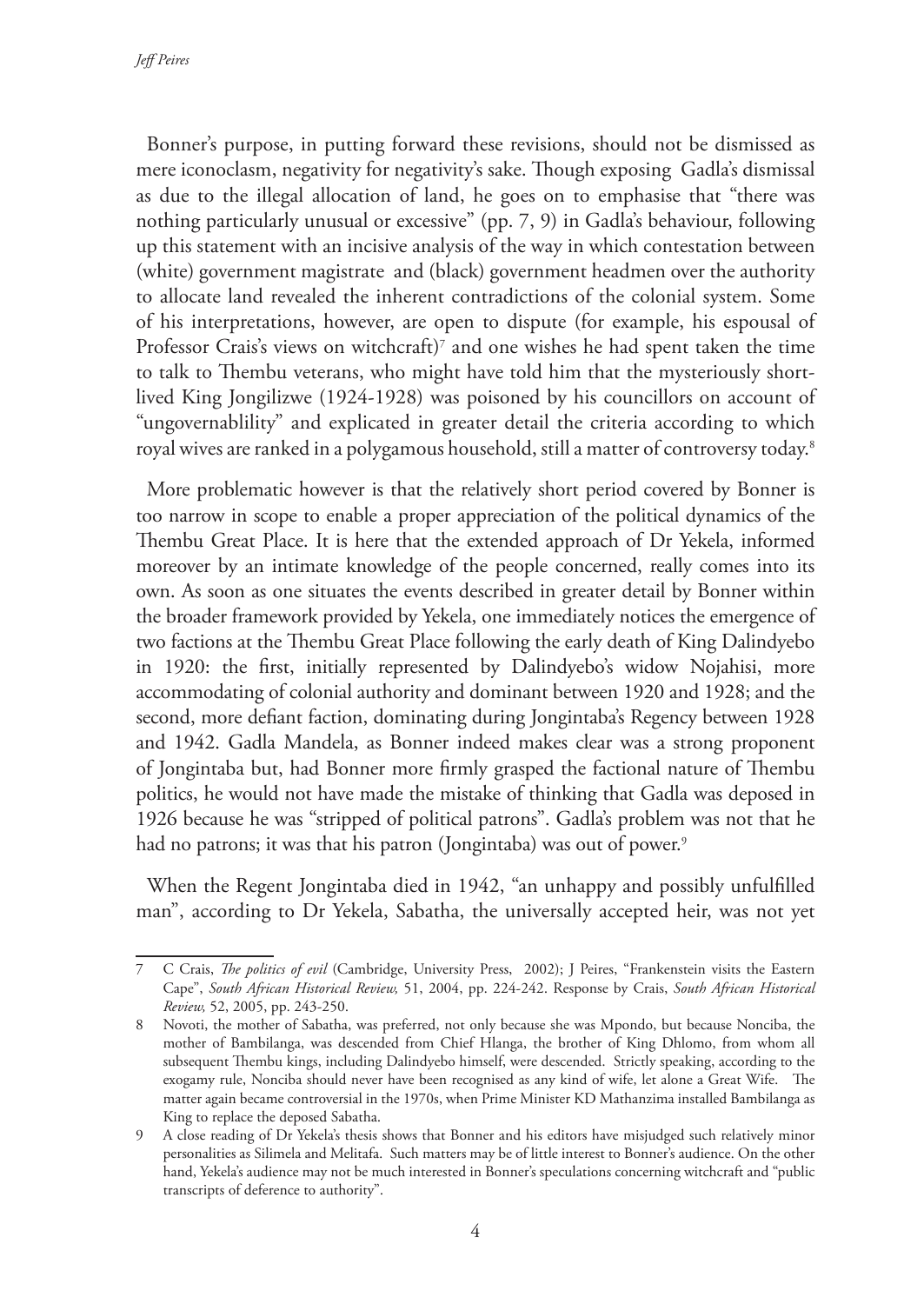Bonner's purpose, in putting forward these revisions, should not be dismissed as mere iconoclasm, negativity for negativity's sake. Though exposing Gadla's dismissal as due to the illegal allocation of land, he goes on to emphasise that "there was nothing particularly unusual or excessive" (pp. 7, 9) in Gadla's behaviour, following up this statement with an incisive analysis of the way in which contestation between (white) government magistrate and (black) government headmen over the authority to allocate land revealed the inherent contradictions of the colonial system. Some of his interpretations, however, are open to dispute (for example, his espousal of Professor Crais's views on witchcraft)[7] and one wishes he had spent taken the time to talk to Thembu veterans, who might have told him that the mysteriously short-lived King Jongilizwe (1924-1928) was poisoned by his councillors on account of "ungovernablility" and explicated in greater detail the criteria according to which royal wives are ranked in a polygamous household, still a matter of controversy today.[8]

More problematic however is that the relatively short period covered by Bonner is too narrow in scope to enable a proper appreciation of the political dynamics of the Thembu Great Place. It is here that the extended approach of Dr Yekela, informed moreover by an intimate knowledge of the people concerned, really comes into its own. As soon as one situates the events described in greater detail by Bonner within the broader framework provided by Yekela, one immediately notices the emergence of two factions at the Thembu Great Place following the early death of King Dalindyebo in 1920: the first, initially represented by Dalindyebo's widow Nojahisi, more accommodating of colonial authority and dominant between 1920 and 1928; and the second, more defiant faction, dominating during Jongintaba's Regency between 1928 and 1942. Gadla Mandela, as Bonner indeed makes clear was a strong proponent of Jongintaba but, had Bonner more firmly grasped the factional nature of Thembu politics, he would not have made the mistake of thinking that Gadla was deposed in 1926 because he was "stripped of political patrons". Gadla's problem was not that he had no patrons; it was that his patron (Jongintaba) was out of power.[9]

When the Regent Jongintaba died in 1942, "an unhappy and possibly unfulfilled man", according to Dr Yekela, Sabatha, the universally accepted heir, was not yet

---

7 C Crais, *The politics of evil* (Cambridge, University Press, 2002); J Peires, "Frankenstein visits the Eastern Cape", *South African Historical Review,* 51, 2004, pp. 224-242. Response by Crais, *South African Historical Review,* 52, 2005, pp. 243-250.

8 Novoti, the mother of Sabatha, was preferred, not only because she was Mpondo, but because Nonciba, the mother of Bambilanga, was descended from Chief Hlanga, the brother of King Dhlomo, from whom all subsequent Thembu kings, including Dalindyebo himself, were descended. Strictly speaking, according to the exogamy rule, Nonciba should never have been recognised as any kind of wife, let alone a Great Wife. The matter again became controversial in the 1970s, when Prime Minister KD Mathanzima installed Bambilanga as King to replace the deposed Sabatha.

9 A close reading of Dr Yekela's thesis shows that Bonner and his editors have misjudged such relatively minor personalities as Silimela and Melitafa. Such matters may be of little interest to Bonner's audience. On the other hand, Yekela's audience may not be much interested in Bonner's speculations concerning witchcraft and "public transcripts of deference to authority".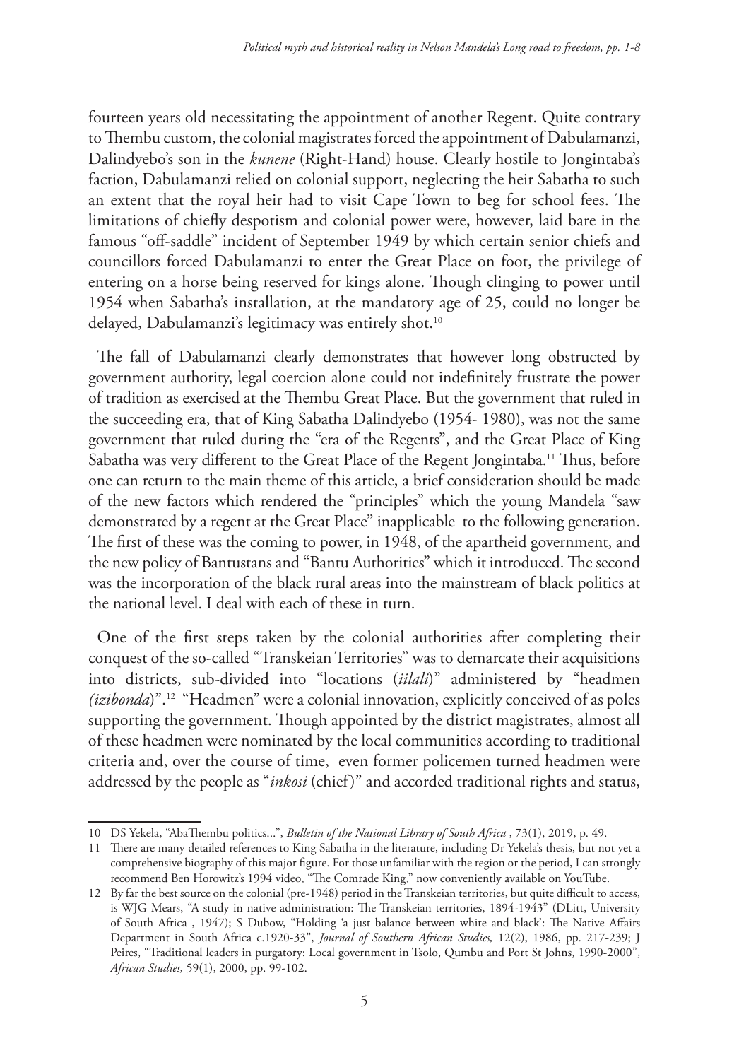fourteen years old necessitating the appointment of another Regent. Quite contrary to Thembu custom, the colonial magistrates forced the appointment of Dabulamanzi, Dalindyebo's son in the *kunene* (Right-Hand) house. Clearly hostile to Jongintaba's faction, Dabulamanzi relied on colonial support, neglecting the heir Sabatha to such an extent that the royal heir had to visit Cape Town to beg for school fees. The limitations of chiefly despotism and colonial power were, however, laid bare in the famous "off-saddle" incident of September 1949 by which certain senior chiefs and councillors forced Dabulamanzi to enter the Great Place on foot, the privilege of entering on a horse being reserved for kings alone. Though clinging to power until 1954 when Sabatha's installation, at the mandatory age of 25, could no longer be delayed, Dabulamanzi's legitimacy was entirely shot.[10]

The fall of Dabulamanzi clearly demonstrates that however long obstructed by government authority, legal coercion alone could not indefinitely frustrate the power of tradition as exercised at the Thembu Great Place. But the government that ruled in the succeeding era, that of King Sabatha Dalindyebo (1954- 1980), was not the same government that ruled during the "era of the Regents", and the Great Place of King Sabatha was very different to the Great Place of the Regent Jongintaba.[11] Thus, before one can return to the main theme of this article, a brief consideration should be made of the new factors which rendered the "principles" which the young Mandela "saw demonstrated by a regent at the Great Place" inapplicable to the following generation. The first of these was the coming to power, in 1948, of the apartheid government, and the new policy of Bantustans and "Bantu Authorities" which it introduced. The second was the incorporation of the black rural areas into the mainstream of black politics at the national level. I deal with each of these in turn.

One of the first steps taken by the colonial authorities after completing their conquest of the so-called "Transkeian Territories" was to demarcate their acquisitions into districts, sub-divided into "locations (*iilali*)" administered by "headmen *(izibonda*)".[12] "Headmen" were a colonial innovation, explicitly conceived of as poles supporting the government. Though appointed by the district magistrates, almost all of these headmen were nominated by the local communities according to traditional criteria and, over the course of time, even former policemen turned headmen were addressed by the people as "*inkosi* (chief)" and accorded traditional rights and status,

---

10 DS Yekela, "AbaThembu politics...", *Bulletin of the National Library of South Africa* , 73(1), 2019, p. 49.

11 There are many detailed references to King Sabatha in the literature, including Dr Yekela's thesis, but not yet a comprehensive biography of this major figure. For those unfamiliar with the region or the period, I can strongly recommend Ben Horowitz's 1994 video, "The Comrade King," now conveniently available on YouTube.

12 By far the best source on the colonial (pre-1948) period in the Transkeian territories, but quite difficult to access, is WJG Mears, "A study in native administration: The Transkeian territories, 1894-1943" (DLitt, University of South Africa , 1947); S Dubow, "Holding 'a just balance between white and black': The Native Affairs Department in South Africa c.1920-33", *Journal of Southern African Studies,* 12(2), 1986, pp. 217-239; J Peires, "Traditional leaders in purgatory: Local government in Tsolo, Qumbu and Port St Johns, 1990-2000", *African Studies,* 59(1), 2000, pp. 99-102.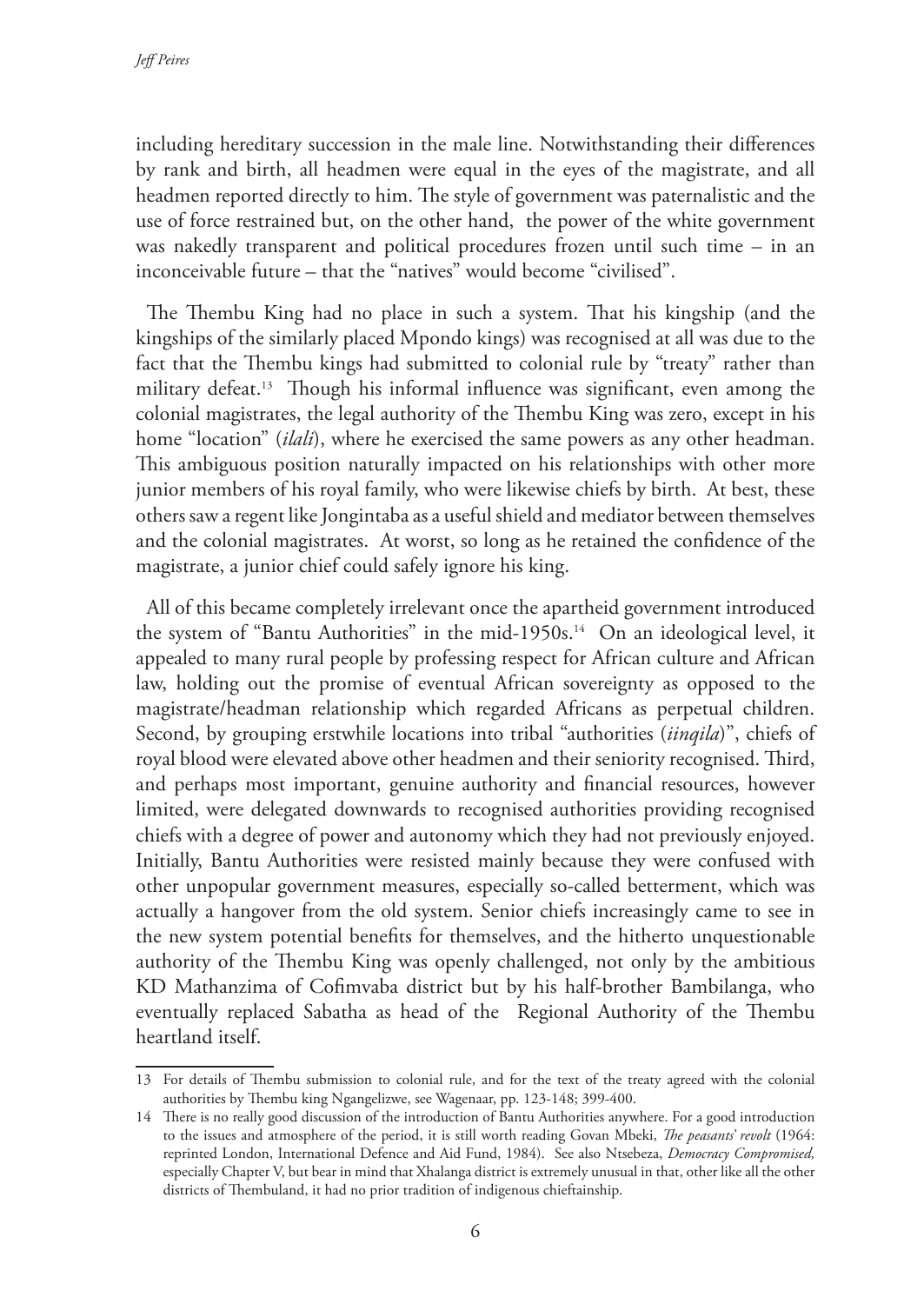including hereditary succession in the male line. Notwithstanding their differences by rank and birth, all headmen were equal in the eyes of the magistrate, and all headmen reported directly to him. The style of government was paternalistic and the use of force restrained but, on the other hand, the power of the white government was nakedly transparent and political procedures frozen until such time – in an inconceivable future – that the "natives" would become "civilised".

The Thembu King had no place in such a system. That his kingship (and the kingships of the similarly placed Mpondo kings) was recognised at all was due to the fact that the Thembu kings had submitted to colonial rule by "treaty" rather than military defeat.[13] Though his informal influence was significant, even among the colonial magistrates, the legal authority of the Thembu King was zero, except in his home "location" (*ilali*), where he exercised the same powers as any other headman. This ambiguous position naturally impacted on his relationships with other more junior members of his royal family, who were likewise chiefs by birth. At best, these others saw a regent like Jongintaba as a useful shield and mediator between themselves and the colonial magistrates. At worst, so long as he retained the confidence of the magistrate, a junior chief could safely ignore his king.

All of this became completely irrelevant once the apartheid government introduced the system of "Bantu Authorities" in the mid-1950s.[14] On an ideological level, it appealed to many rural people by professing respect for African culture and African law, holding out the promise of eventual African sovereignty as opposed to the magistrate/headman relationship which regarded Africans as perpetual children. Second, by grouping erstwhile locations into tribal "authorities (*iinqila*)", chiefs of royal blood were elevated above other headmen and their seniority recognised. Third, and perhaps most important, genuine authority and financial resources, however limited, were delegated downwards to recognised authorities providing recognised chiefs with a degree of power and autonomy which they had not previously enjoyed. Initially, Bantu Authorities were resisted mainly because they were confused with other unpopular government measures, especially so-called betterment, which was actually a hangover from the old system. Senior chiefs increasingly came to see in the new system potential benefits for themselves, and the hitherto unquestionable authority of the Thembu King was openly challenged, not only by the ambitious KD Mathanzima of Cofimvaba district but by his half-brother Bambilanga, who eventually replaced Sabatha as head of the Regional Authority of the Thembu heartland itself.

---

13 For details of Thembu submission to colonial rule, and for the text of the treaty agreed with the colonial authorities by Thembu king Ngangelizwe, see Wagenaar, pp. 123-148; 399-400.

14 There is no really good discussion of the introduction of Bantu Authorities anywhere. For a good introduction to the issues and atmosphere of the period, it is still worth reading Govan Mbeki, *The peasants' revolt* (1964: reprinted London, International Defence and Aid Fund, 1984). See also Ntsebeza, *Democracy Compromised,* especially Chapter V, but bear in mind that Xhalanga district is extremely unusual in that, other like all the other districts of Thembuland, it had no prior tradition of indigenous chieftainship.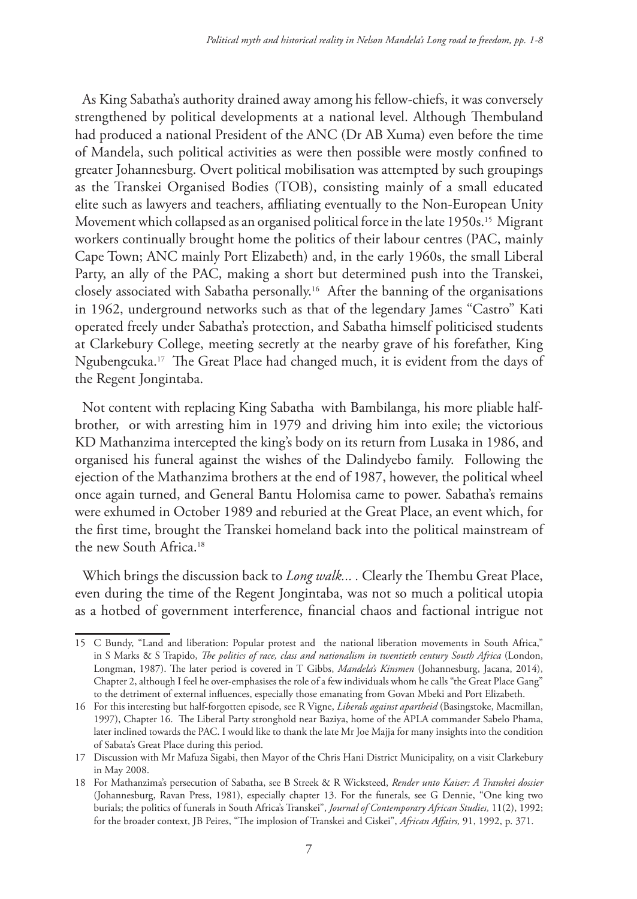As King Sabatha's authority drained away among his fellow-chiefs, it was conversely strengthened by political developments at a national level. Although Thembuland had produced a national President of the ANC (Dr AB Xuma) even before the time of Mandela, such political activities as were then possible were mostly confined to greater Johannesburg. Overt political mobilisation was attempted by such groupings as the Transkei Organised Bodies (TOB), consisting mainly of a small educated elite such as lawyers and teachers, affiliating eventually to the Non-European Unity Movement which collapsed as an organised political force in the late 1950s.[15] Migrant workers continually brought home the politics of their labour centres (PAC, mainly Cape Town; ANC mainly Port Elizabeth) and, in the early 1960s, the small Liberal Party, an ally of the PAC, making a short but determined push into the Transkei, closely associated with Sabatha personally.[16] After the banning of the organisations in 1962, underground networks such as that of the legendary James "Castro" Kati operated freely under Sabatha's protection, and Sabatha himself politicised students at Clarkebury College, meeting secretly at the nearby grave of his forefather, King Ngubengcuka.[17] The Great Place had changed much, it is evident from the days of the Regent Jongintaba.

Not content with replacing King Sabatha with Bambilanga, his more pliable half-brother, or with arresting him in 1979 and driving him into exile; the victorious KD Mathanzima intercepted the king's body on its return from Lusaka in 1986, and organised his funeral against the wishes of the Dalindyebo family. Following the ejection of the Mathanzima brothers at the end of 1987, however, the political wheel once again turned, and General Bantu Holomisa came to power. Sabatha's remains were exhumed in October 1989 and reburied at the Great Place, an event which, for the first time, brought the Transkei homeland back into the political mainstream of the new South Africa.[18]

Which brings the discussion back to *Long walk...* . Clearly the Thembu Great Place, even during the time of the Regent Jongintaba, was not so much a political utopia as a hotbed of government interference, financial chaos and factional intrigue not

---

15 C Bundy, "Land and liberation: Popular protest and the national liberation movements in South Africa," in S Marks & S Trapido, *The politics of race, class and nationalism in twentieth century South Africa* (London, Longman, 1987). The later period is covered in T Gibbs, *Mandela's Kinsmen* (Johannesburg, Jacana, 2014), Chapter 2, although I feel he over-emphasises the role of a few individuals whom he calls "the Great Place Gang" to the detriment of external influences, especially those emanating from Govan Mbeki and Port Elizabeth.

16 For this interesting but half-forgotten episode, see R Vigne, *Liberals against apartheid* (Basingstoke, Macmillan, 1997), Chapter 16. The Liberal Party stronghold near Baziya, home of the APLA commander Sabelo Phama, later inclined towards the PAC. I would like to thank the late Mr Joe Majja for many insights into the condition of Sabata's Great Place during this period.

17 Discussion with Mr Mafuza Sigabi, then Mayor of the Chris Hani District Municipality, on a visit Clarkebury in May 2008.

18 For Mathanzima's persecution of Sabatha, see B Streek & R Wicksteed, *Render unto Kaiser: A Transkei dossier* (Johannesburg, Ravan Press, 1981), especially chapter 13. For the funerals, see G Dennie, "One king two burials; the politics of funerals in South Africa's Transkei", *Journal of Contemporary African Studies,* 11(2), 1992; for the broader context, JB Peires, "The implosion of Transkei and Ciskei", *African Affairs,* 91, 1992, p. 371.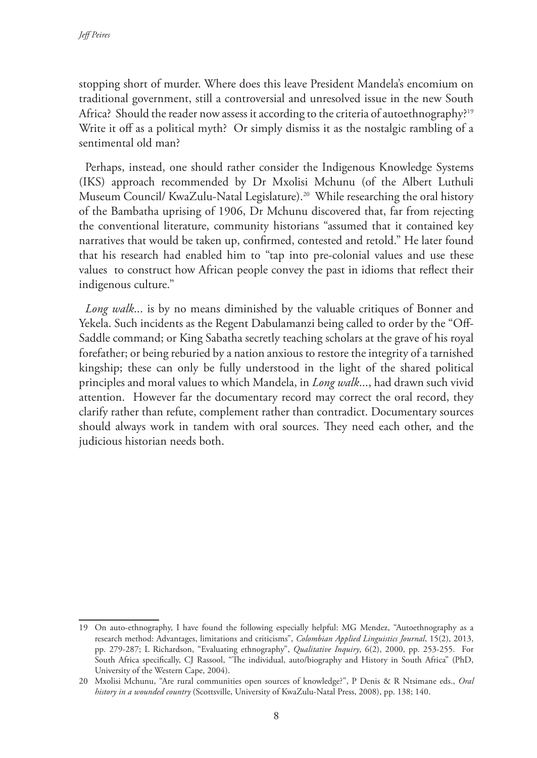stopping short of murder. Where does this leave President Mandela's encomium on traditional government, still a controversial and unresolved issue in the new South Africa? Should the reader now assess it according to the criteria of autoethnography?[19] Write it off as a political myth? Or simply dismiss it as the nostalgic rambling of a sentimental old man?

Perhaps, instead, one should rather consider the Indigenous Knowledge Systems (IKS) approach recommended by Dr Mxolisi Mchunu (of the Albert Luthuli Museum Council/ KwaZulu-Natal Legislature).[20] While researching the oral history of the Bambatha uprising of 1906, Dr Mchunu discovered that, far from rejecting the conventional literature, community historians "assumed that it contained key narratives that would be taken up, confirmed, contested and retold." He later found that his research had enabled him to "tap into pre-colonial values and use these values to construct how African people convey the past in idioms that reflect their indigenous culture."

*Long walk*... is by no means diminished by the valuable critiques of Bonner and Yekela. Such incidents as the Regent Dabulamanzi being called to order by the "Off-Saddle command; or King Sabatha secretly teaching scholars at the grave of his royal forefather; or being reburied by a nation anxious to restore the integrity of a tarnished kingship; these can only be fully understood in the light of the shared political principles and moral values to which Mandela, in *Long walk*..., had drawn such vivid attention. However far the documentary record may correct the oral record, they clarify rather than refute, complement rather than contradict. Documentary sources should always work in tandem with oral sources. They need each other, and the judicious historian needs both.

---

19 On auto-ethnography, I have found the following especially helpful: MG Mendez, "Autoethnography as a research method: Advantages, limitations and criticisms", *Colombian Applied Linguistics Journal*, 15(2), 2013, pp. 279-287; L Richardson, "Evaluating ethnography", *Qualitative Inquiry*, 6(2), 2000, pp. 253-255. For South Africa specifically, CJ Rassool, "The individual, auto/biography and History in South Africa" (PhD, University of the Western Cape, 2004).

20 Mxolisi Mchunu, "Are rural communities open sources of knowledge?", P Denis & R Ntsimane eds., *Oral history in a wounded country* (Scottsville, University of KwaZulu-Natal Press, 2008), pp. 138; 140.